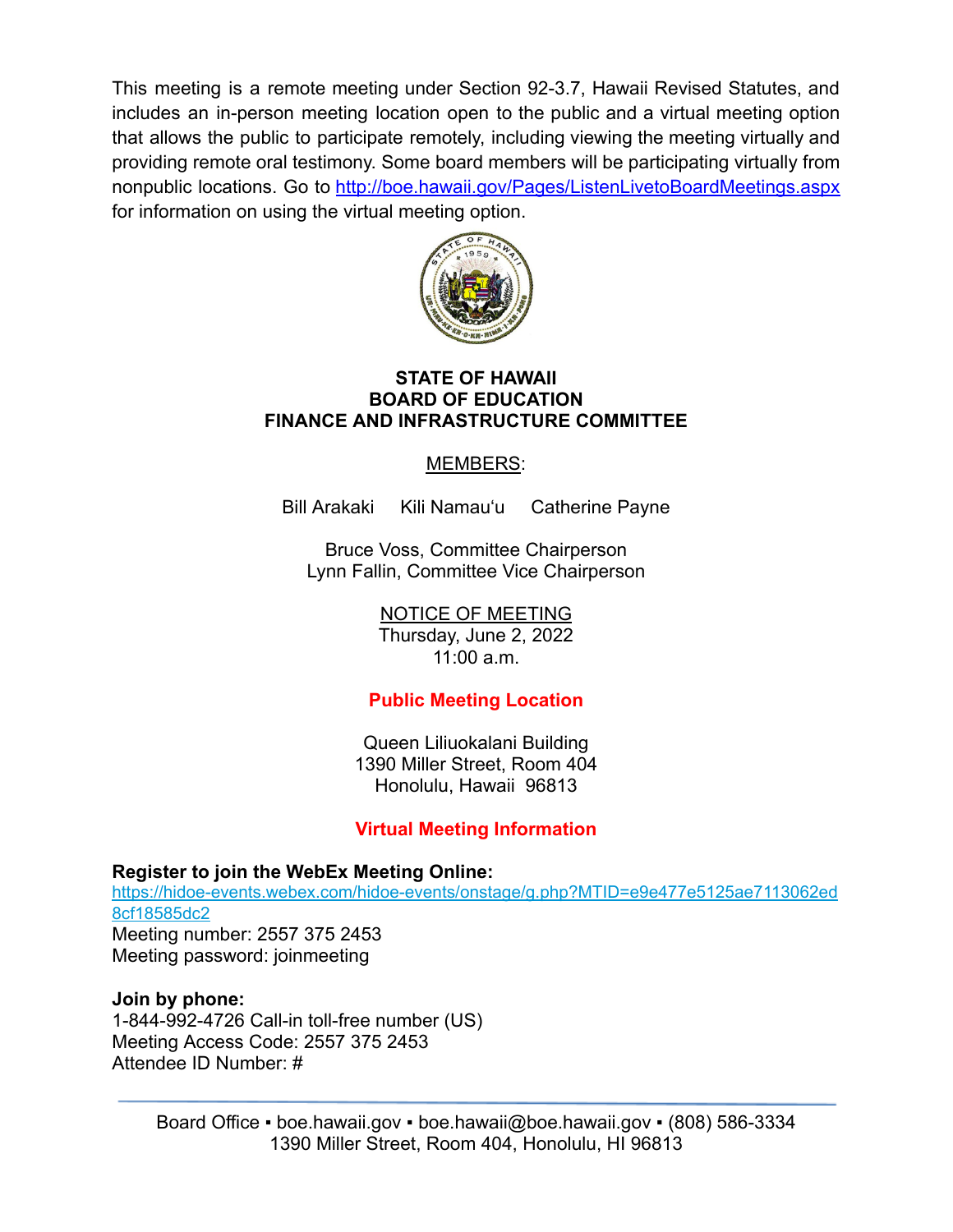This meeting is a remote meeting under Section 92-3.7, Hawaii Revised Statutes, and includes an in-person meeting location open to the public and a virtual meeting option that allows the public to participate remotely, including viewing the meeting virtually and providing remote oral testimony. Some board members will be participating virtually from nonpublic locations. Go to [http://boe.hawaii.gov/Pages/ListenLivetoBoardMeetings.aspx](http://boe.hawaii.gov/Pages/ListenLivetoBoardMeetings.aspx) for information on using the virtual meeting option.

# STATE OF HAWAII
# BOARD OF EDUCATION
# FINANCE AND INFRASTRUCTURE COMMITTEE

MEMBERS:

Bill Arakaki  Kili Namauʻu  Catherine Payne

Bruce Voss, Committee Chairperson
Lynn Fallin, Committee Vice Chairperson

NOTICE OF MEETING
Thursday, June 2, 2022
11:00 a.m.

## Public Meeting Location

Queen Liliuokalani Building
1390 Miller Street, Room 404
Honolulu, Hawaii 96813

## Virtual Meeting Information

**Register to join the WebEx Meeting Online:**
[https://hidoe-events.webex.com/hidoe-events/onstage/g.php?MTID=e9e477e5125ae7113062ed8cf18585dc2](https://hidoe-events.webex.com/hidoe-events/onstage/g.php?MTID=e9e477e5125ae7113062ed8cf18585dc2)
Meeting number: 2557 375 2453
Meeting password: joinmeeting

**Join by phone:**
1-844-992-4726 Call-in toll-free number (US)
Meeting Access Code: 2557 375 2453
Attendee ID Number: #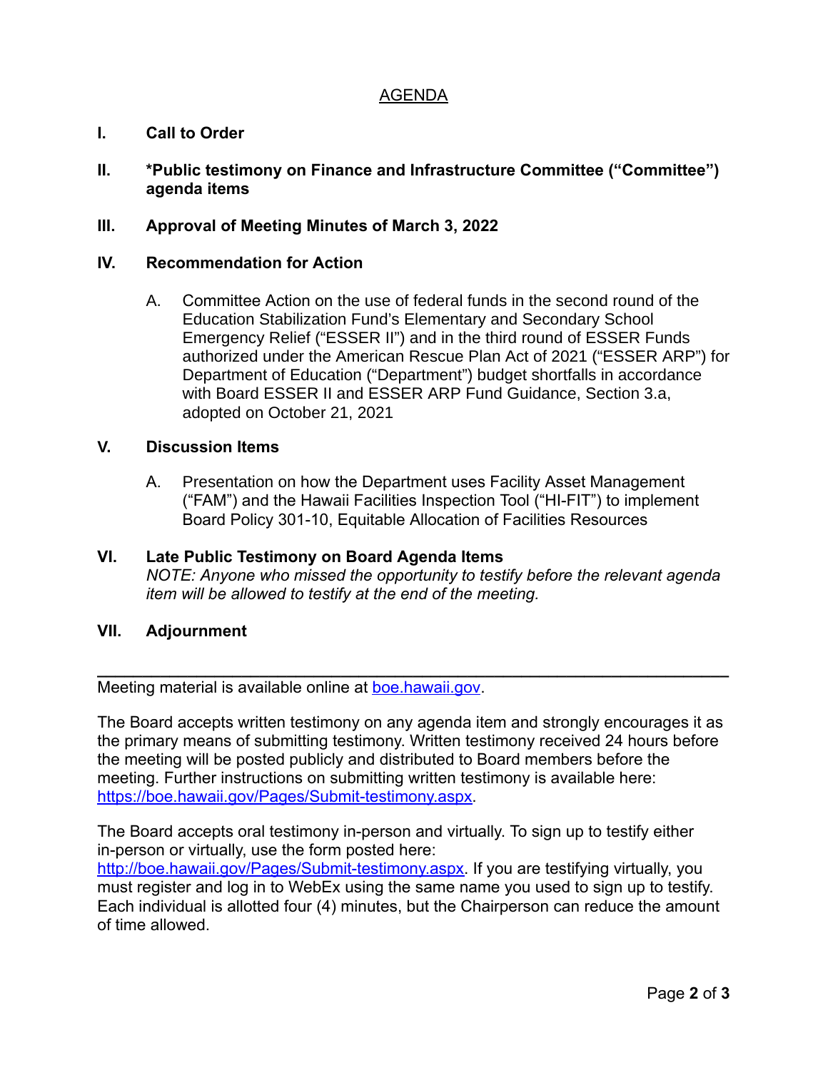# AGENDA

**I. Call to Order**

**II. *Public testimony on Finance and Infrastructure Committee ("Committee") agenda items**

**III. Approval of Meeting Minutes of March 3, 2022**

**IV. Recommendation for Action**

A. Committee Action on the use of federal funds in the second round of the Education Stabilization Fund's Elementary and Secondary School Emergency Relief ("ESSER II") and in the third round of ESSER Funds authorized under the American Rescue Plan Act of 2021 ("ESSER ARP") for Department of Education ("Department") budget shortfalls in accordance with Board ESSER II and ESSER ARP Fund Guidance, Section 3.a, adopted on October 21, 2021

**V. Discussion Items**

A. Presentation on how the Department uses Facility Asset Management ("FAM") and the Hawaii Facilities Inspection Tool ("HI-FIT") to implement Board Policy 301-10, Equitable Allocation of Facilities Resources

**VI. Late Public Testimony on Board Agenda Items**
*NOTE: Anyone who missed the opportunity to testify before the relevant agenda item will be allowed to testify at the end of the meeting.*

**VII. Adjournment**

---

Meeting material is available online at [boe.hawaii.gov](boe.hawaii.gov).

The Board accepts written testimony on any agenda item and strongly encourages it as the primary means of submitting testimony. Written testimony received 24 hours before the meeting will be posted publicly and distributed to Board members before the meeting. Further instructions on submitting written testimony is available here: [https://boe.hawaii.gov/Pages/Submit-testimony.aspx](https://boe.hawaii.gov/Pages/Submit-testimony.aspx).

The Board accepts oral testimony in-person and virtually. To sign up to testify either in-person or virtually, use the form posted here: [http://boe.hawaii.gov/Pages/Submit-testimony.aspx](http://boe.hawaii.gov/Pages/Submit-testimony.aspx). If you are testifying virtually, you must register and log in to WebEx using the same name you used to sign up to testify. Each individual is allotted four (4) minutes, but the Chairperson can reduce the amount of time allowed.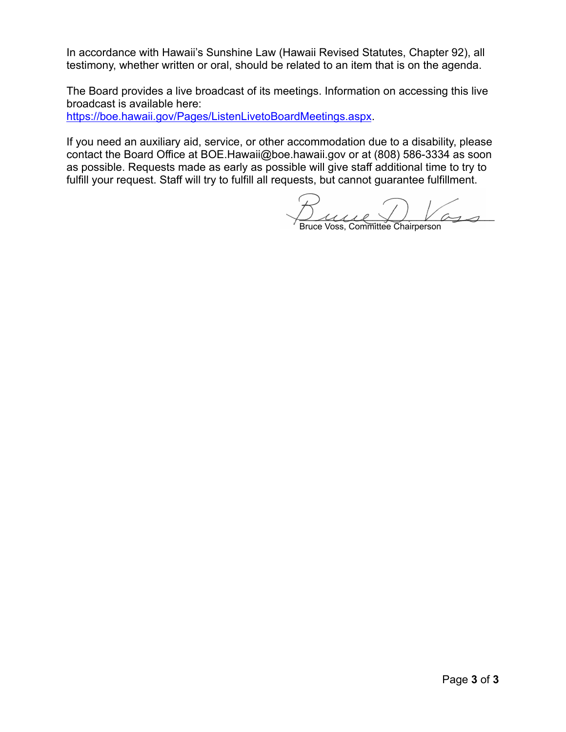In accordance with Hawaii's Sunshine Law (Hawaii Revised Statutes, Chapter 92), all testimony, whether written or oral, should be related to an item that is on the agenda.

The Board provides a live broadcast of its meetings. Information on accessing this live broadcast is available here: https://boe.hawaii.gov/Pages/ListenLivetoBoardMeetings.aspx.

If you need an auxiliary aid, service, or other accommodation due to a disability, please contact the Board Office at BOE.Hawaii@boe.hawaii.gov or at (808) 586-3334 as soon as possible. Requests made as early as possible will give staff additional time to try to fulfill your request. Staff will try to fulfill all requests, but cannot guarantee fulfillment.

Bruce D. Voss

Bruce Voss, Committee Chairperson